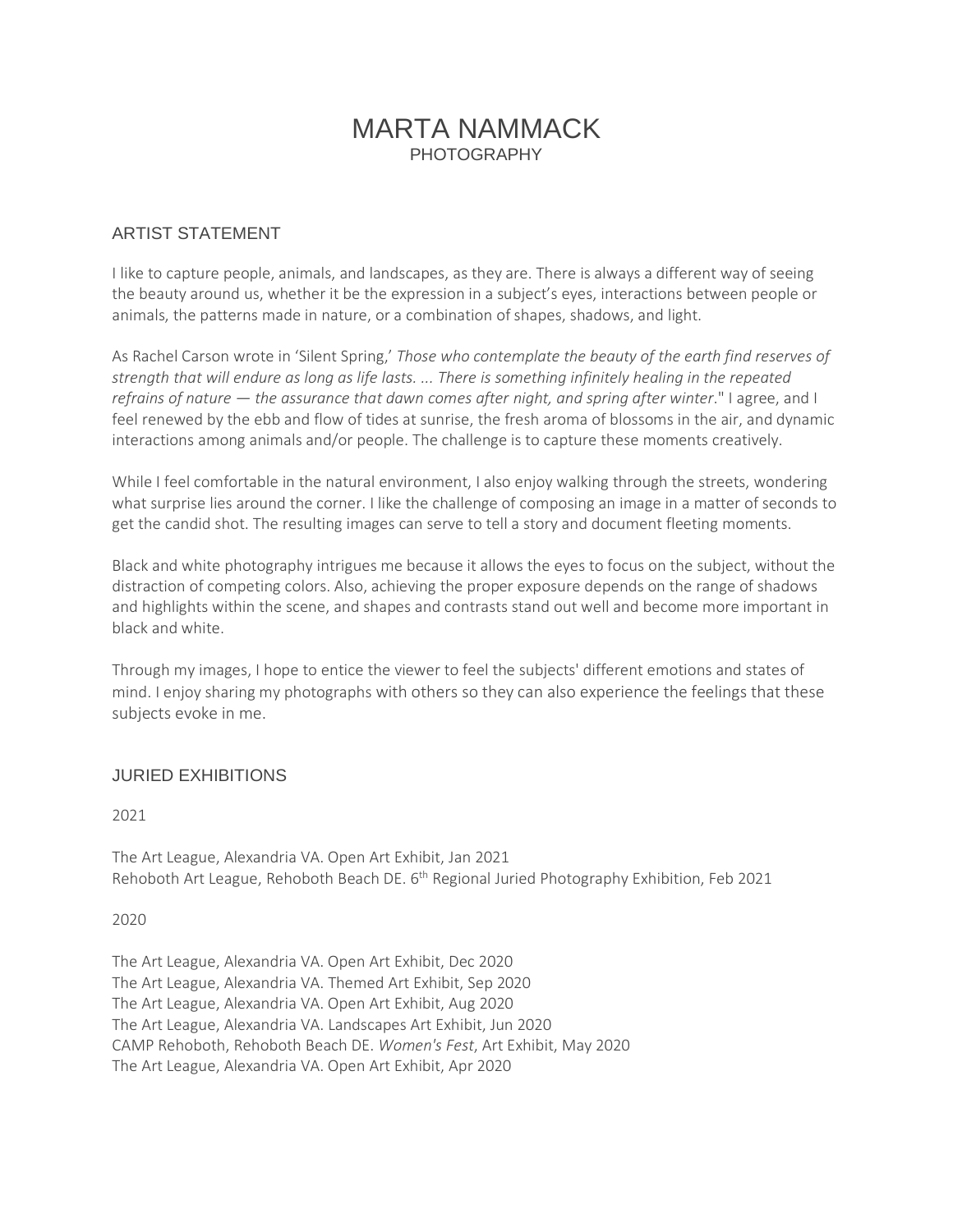# MARTA NAMMACK

PHOTOGRAPHY

## ARTIST STATEMENT

I like to capture people, animals, and landscapes, as they are. There is always a different way of seeing the beauty around us, whether it be the expression in a subject's eyes, interactions between people or animals, the patterns made in nature, or a combination of shapes, shadows, and light.

As Rachel Carson wrote in 'Silent Spring,' *Those who contemplate the beauty of the earth find reserves of strength that will endure as long as life lasts. ... There is something infinitely healing in the repeated refrains of nature — the assurance that dawn comes after night, and spring after winter*." I agree, and I feel renewed by the ebb and flow of tides at sunrise, the fresh aroma of blossoms in the air, and dynamic interactions among animals and/or people. The challenge is to capture these moments creatively.

While I feel comfortable in the natural environment, I also enjoy walking through the streets, wondering what surprise lies around the corner. I like the challenge of composing an image in a matter of seconds to get the candid shot. The resulting images can serve to tell a story and document fleeting moments.

Black and white photography intrigues me because it allows the eyes to focus on the subject, without the distraction of competing colors. Also, achieving the proper exposure depends on the range of shadows and highlights within the scene, and shapes and contrasts stand out well and become more important in black and white.

Through my images, I hope to entice the viewer to feel the subjects' different emotions and states of mind. I enjoy sharing my photographs with others so they can also experience the feelings that these subjects evoke in me.

## JURIED EXHIBITIONS

2021

The Art League, Alexandria VA. Open Art Exhibit, Jan 2021
Rehoboth Art League, Rehoboth Beach DE. 6th Regional Juried Photography Exhibition, Feb 2021

2020

The Art League, Alexandria VA. Open Art Exhibit, Dec 2020
The Art League, Alexandria VA. Themed Art Exhibit, Sep 2020
The Art League, Alexandria VA. Open Art Exhibit, Aug 2020
The Art League, Alexandria VA. Landscapes Art Exhibit, Jun 2020
CAMP Rehoboth, Rehoboth Beach DE. *Women's Fest*, Art Exhibit, May 2020
The Art League, Alexandria VA. Open Art Exhibit, Apr 2020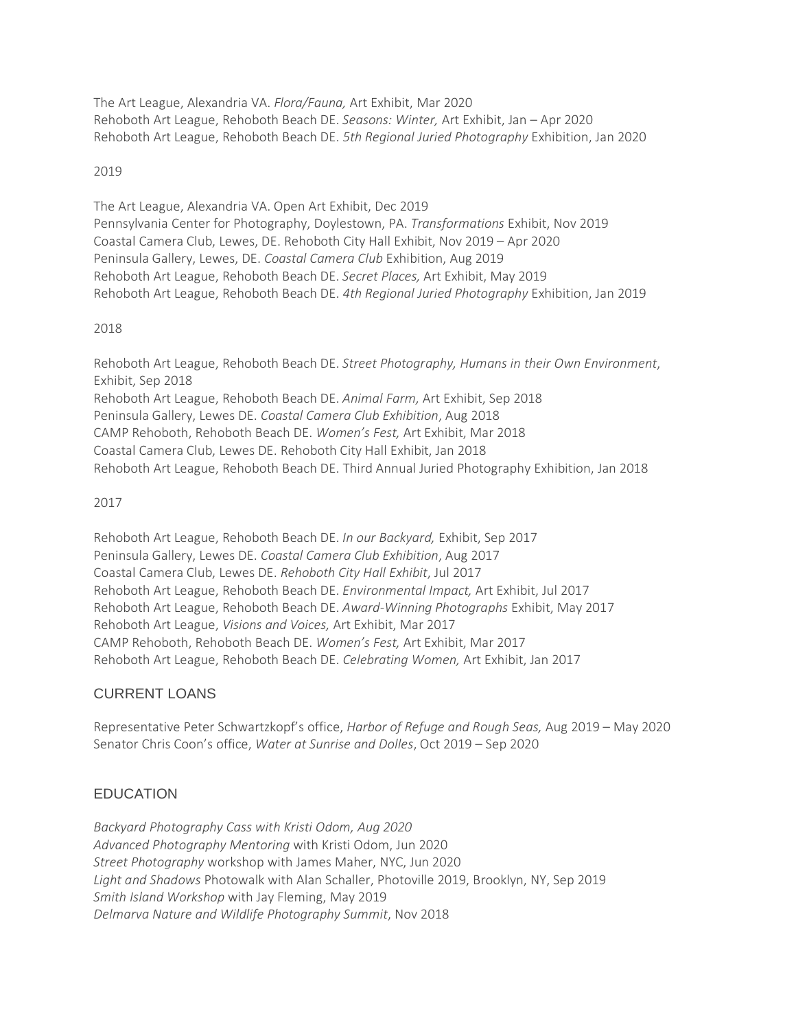The Art League, Alexandria VA. *Flora/Fauna,* Art Exhibit, Mar 2020
Rehoboth Art League, Rehoboth Beach DE. *Seasons: Winter,* Art Exhibit, Jan – Apr 2020
Rehoboth Art League, Rehoboth Beach DE. *5th Regional Juried Photography* Exhibition, Jan 2020

2019

The Art League, Alexandria VA. Open Art Exhibit, Dec 2019
Pennsylvania Center for Photography, Doylestown, PA. *Transformations* Exhibit, Nov 2019
Coastal Camera Club, Lewes, DE. Rehoboth City Hall Exhibit, Nov 2019 – Apr 2020
Peninsula Gallery, Lewes, DE. *Coastal Camera Club* Exhibition, Aug 2019
Rehoboth Art League, Rehoboth Beach DE. *Secret Places,* Art Exhibit, May 2019
Rehoboth Art League, Rehoboth Beach DE. *4th Regional Juried Photography* Exhibition, Jan 2019

2018

Rehoboth Art League, Rehoboth Beach DE. *Street Photography, Humans in their Own Environment*, Exhibit, Sep 2018
Rehoboth Art League, Rehoboth Beach DE. *Animal Farm,* Art Exhibit, Sep 2018
Peninsula Gallery, Lewes DE. *Coastal Camera Club Exhibition*, Aug 2018
CAMP Rehoboth, Rehoboth Beach DE. *Women's Fest,* Art Exhibit, Mar 2018
Coastal Camera Club, Lewes DE. Rehoboth City Hall Exhibit, Jan 2018
Rehoboth Art League, Rehoboth Beach DE. Third Annual Juried Photography Exhibition, Jan 2018

2017

Rehoboth Art League, Rehoboth Beach DE. *In our Backyard,* Exhibit, Sep 2017
Peninsula Gallery, Lewes DE. *Coastal Camera Club Exhibition*, Aug 2017
Coastal Camera Club, Lewes DE. *Rehoboth City Hall Exhibit*, Jul 2017
Rehoboth Art League, Rehoboth Beach DE. *Environmental Impact,* Art Exhibit, Jul 2017
Rehoboth Art League, Rehoboth Beach DE. *Award-Winning Photographs* Exhibit, May 2017
Rehoboth Art League, *Visions and Voices,* Art Exhibit, Mar 2017
CAMP Rehoboth, Rehoboth Beach DE. *Women's Fest,* Art Exhibit, Mar 2017
Rehoboth Art League, Rehoboth Beach DE. *Celebrating Women,* Art Exhibit, Jan 2017

## CURRENT LOANS

Representative Peter Schwartzkopf's office, *Harbor of Refuge and Rough Seas,* Aug 2019 – May 2020
Senator Chris Coon's office, *Water at Sunrise and Dolles*, Oct 2019 – Sep 2020

## EDUCATION

*Backyard Photography Cass with Kristi Odom, Aug 2020*
*Advanced Photography Mentoring* with Kristi Odom, Jun 2020
*Street Photography* workshop with James Maher, NYC, Jun 2020
*Light and Shadows* Photowalk with Alan Schaller, Photoville 2019, Brooklyn, NY, Sep 2019
*Smith Island Workshop* with Jay Fleming, May 2019
*Delmarva Nature and Wildlife Photography Summit*, Nov 2018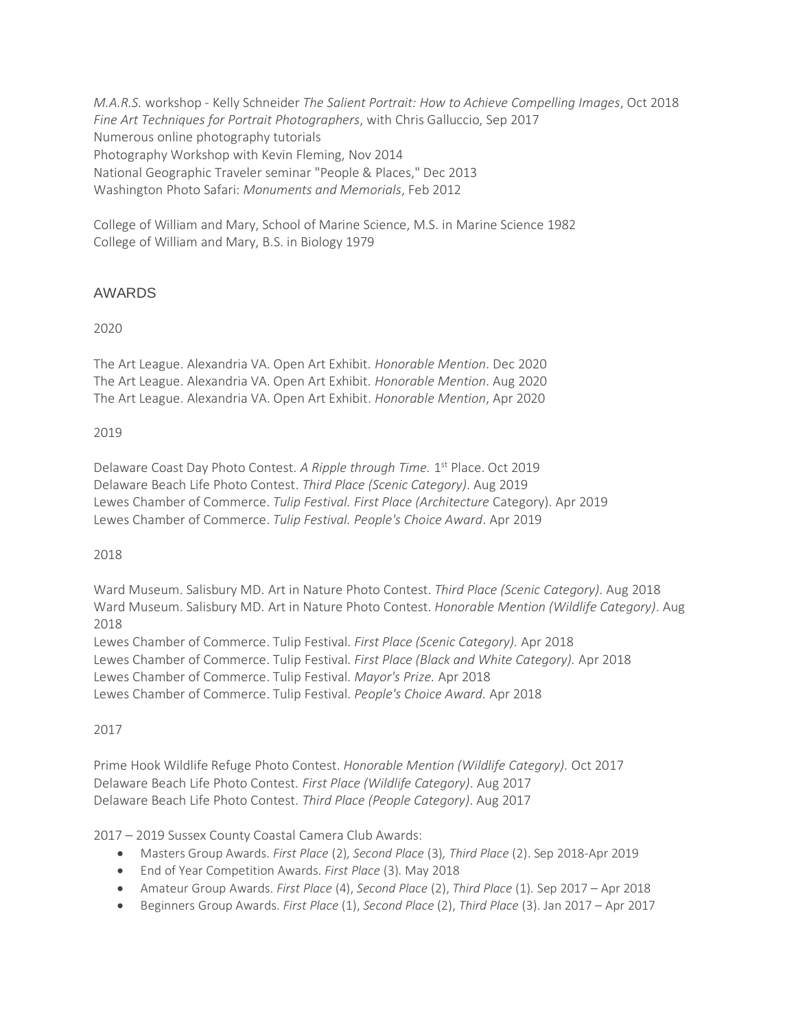*M.A.R.S.* workshop - Kelly Schneider *The Salient Portrait: How to Achieve Compelling Images*, Oct 2018
*Fine Art Techniques for Portrait Photographers*, with Chris Galluccio, Sep 2017
Numerous online photography tutorials
Photography Workshop with Kevin Fleming, Nov 2014
National Geographic Traveler seminar "People & Places," Dec 2013
Washington Photo Safari: *Monuments and Memorials*, Feb 2012

College of William and Mary, School of Marine Science, M.S. in Marine Science 1982
College of William and Mary, B.S. in Biology 1979

## AWARDS

2020

The Art League. Alexandria VA. Open Art Exhibit. *Honorable Mention*. Dec 2020
The Art League. Alexandria VA. Open Art Exhibit. *Honorable Mention*. Aug 2020
The Art League. Alexandria VA. Open Art Exhibit. *Honorable Mention*, Apr 2020

2019

Delaware Coast Day Photo Contest. *A Ripple through Time.* 1st Place. Oct 2019
Delaware Beach Life Photo Contest. *Third Place (Scenic Category)*. Aug 2019
Lewes Chamber of Commerce. *Tulip Festival. First Place (Architecture* Category). Apr 2019
Lewes Chamber of Commerce. *Tulip Festival. People's Choice Award*. Apr 2019

2018

Ward Museum. Salisbury MD. Art in Nature Photo Contest. *Third Place (Scenic Category)*. Aug 2018
Ward Museum. Salisbury MD. Art in Nature Photo Contest. *Honorable Mention (Wildlife Category)*. Aug 2018
Lewes Chamber of Commerce. Tulip Festival*. First Place (Scenic Category).* Apr 2018
Lewes Chamber of Commerce. Tulip Festival*. First Place (Black and White Category).* Apr 2018
Lewes Chamber of Commerce. Tulip Festival*. Mayor's Prize.* Apr 2018
Lewes Chamber of Commerce. Tulip Festival*. People's Choice Award.* Apr 2018

2017

Prime Hook Wildlife Refuge Photo Contest. *Honorable Mention (Wildlife Category).* Oct 2017
Delaware Beach Life Photo Contest. *First Place (Wildlife Category)*. Aug 2017
Delaware Beach Life Photo Contest. *Third Place (People Category)*. Aug 2017

2017 – 2019 Sussex County Coastal Camera Club Awards:

- Masters Group Awards. *First Place* (2)*, Second Place* (3)*, Third Place* (2). Sep 2018-Apr 2019
- End of Year Competition Awards. *First Place* (3). May 2018
- Amateur Group Awards. *First Place* (4), *Second Place* (2), *Third Place* (1). Sep 2017 – Apr 2018
- Beginners Group Awards. *First Place* (1), *Second Place* (2), *Third Place* (3). Jan 2017 – Apr 2017